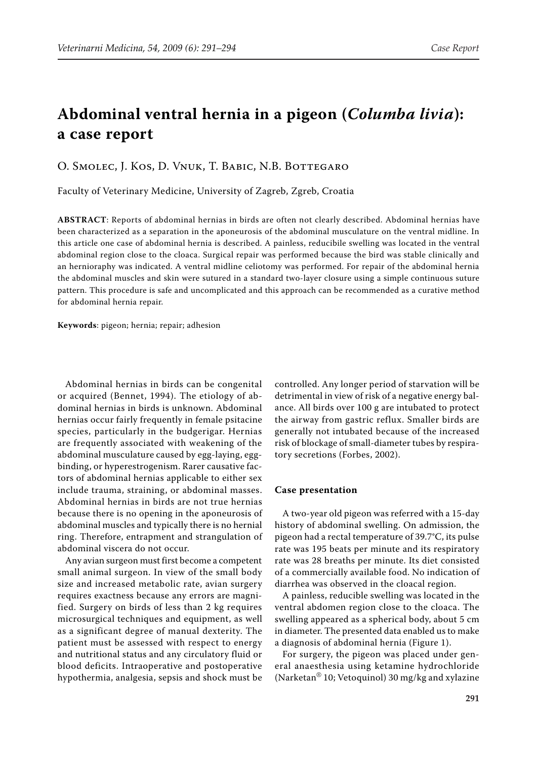# Abdominal ventral hernia in a pigeon (*Columba livia*): a case report

O. Smolec, J. Kos, D. Vnuk, T. Babic, N.B. Bottegaro

Faculty of Veterinary Medicine, University of Zagreb, Zgreb, Croatia

**ABSTRACT**: Reports of abdominal hernias in birds are often not clearly described. Abdominal hernias have been characterized as a separation in the aponeurosis of the abdominal musculature on the ventral midline. In this article one case of abdominal hernia is described. A painless, reducibile swelling was located in the ventral abdominal region close to the cloaca. Surgical repair was performed because the bird was stable clinically and an hernioraphy was indicated. A ventral midline celiotomy was performed. For repair of the abdominal hernia the abdominal muscles and skin were sutured in a standard two-layer closure using a simple continuous suture pattern. This procedure is safe and uncomplicated and this approach can be recommended as a curative method for abdominal hernia repair.

**Keywords**: pigeon; hernia; repair; adhesion

Abdominal hernias in birds can be congenital or acquired (Bennet, 1994). The etiology of abdominal hernias in birds is unknown. Abdominal hernias occur fairly frequently in female psitacine species, particularly in the budgerigar. Hernias are frequently associated with weakening of the abdominal musculature caused by egg-laying, egg-binding, or hyperestrogenism. Rarer causative factors of abdominal hernias applicable to either sex include trauma, straining, or abdominal masses. Abdominal hernias in birds are not true hernias because there is no opening in the aponeurosis of abdominal muscles and typically there is no hernial ring. Therefore, entrapment and strangulation of abdominal viscera do not occur.

Any avian surgeon must first become a competent small animal surgeon. In view of the small body size and increased metabolic rate, avian surgery requires exactness because any errors are magnified. Surgery on birds of less than 2 kg requires microsurgical techniques and equipment, as well as a significant degree of manual dexterity. The patient must be assessed with respect to energy and nutritional status and any circulatory fluid or blood deficits. Intraoperative and postoperative hypothermia, analgesia, sepsis and shock must be controlled. Any longer period of starvation will be detrimental in view of risk of a negative energy balance. All birds over 100 g are intubated to protect the airway from gastric reflux. Smaller birds are generally not intubated because of the increased risk of blockage of small-diameter tubes by respiratory secretions (Forbes, 2002).

## Case presentation

A two-year old pigeon was referred with a 15-day history of abdominal swelling. On admission, the pigeon had a rectal temperature of 39.7°C, its pulse rate was 195 beats per minute and its respiratory rate was 28 breaths per minute. Its diet consisted of a commercially available food. No indication of diarrhea was observed in the cloacal region.

A painless, reducible swelling was located in the ventral abdomen region close to the cloaca. The swelling appeared as a spherical body, about 5 cm in diameter. The presented data enabled us to make a diagnosis of abdominal hernia (Figure 1).

For surgery, the pigeon was placed under general anaesthesia using ketamine hydrochloride (Narketan® 10; Vetoquinol) 30 mg/kg and xylazine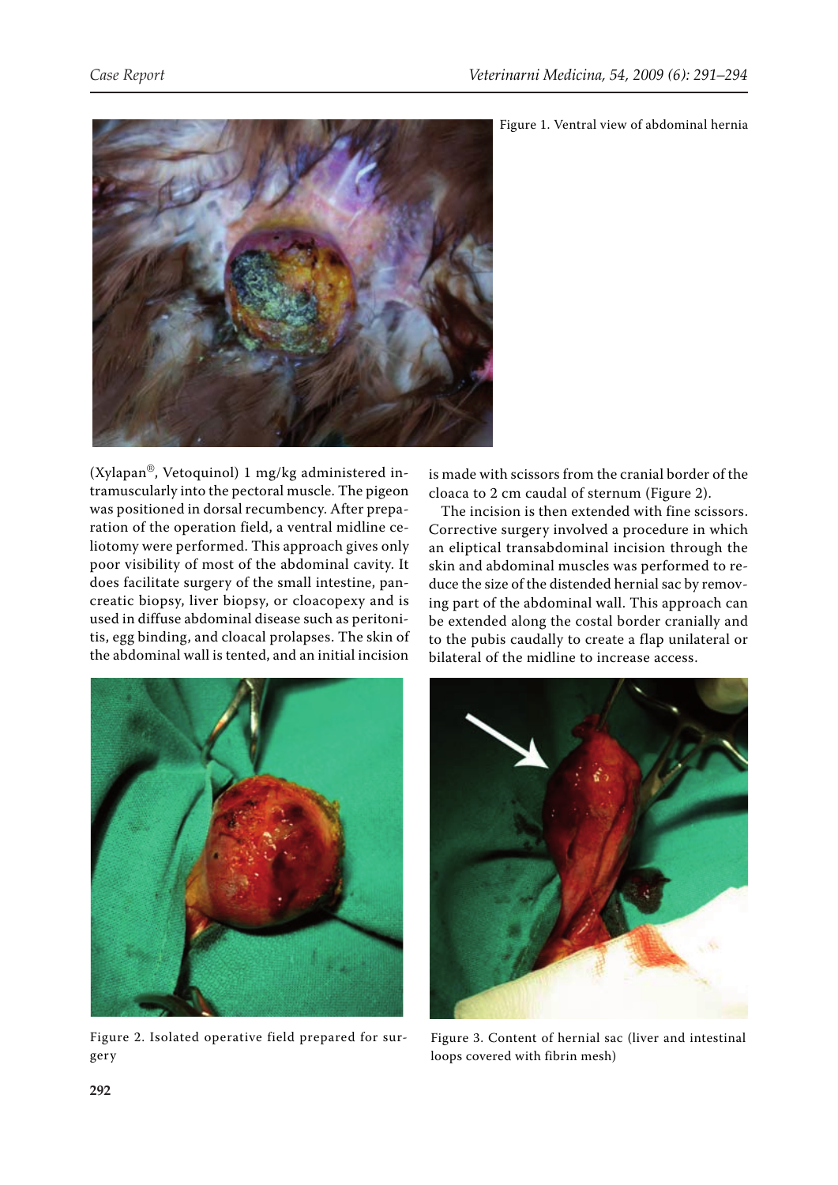Figure 1. Ventral view of abdominal hernia

(Xylapan®, Vetoquinol) 1 mg/kg administered intramuscularly into the pectoral muscle. The pigeon was positioned in dorsal recumbency. After preparation of the operation field, a ventral midline celiotomy were performed. This approach gives only poor visibility of most of the abdominal cavity. It does facilitate surgery of the small intestine, pancreatic biopsy, liver biopsy, or cloacopexy and is used in diffuse abdominal disease such as peritonitis, egg binding, and cloacal prolapses. The skin of the abdominal wall is tented, and an initial incision is made with scissors from the cranial border of the cloaca to 2 cm caudal of sternum (Figure 2).

The incision is then extended with fine scissors. Corrective surgery involved a procedure in which an eliptical transabdominal incision through the skin and abdominal muscles was performed to reduce the size of the distended hernial sac by removing part of the abdominal wall. This approach can be extended along the costal border cranially and to the pubis caudally to create a flap unilateral or bilateral of the midline to increase access.

Figure 2. Isolated operative field prepared for surgery

Figure 3. Content of hernial sac (liver and intestinal loops covered with fibrin mesh)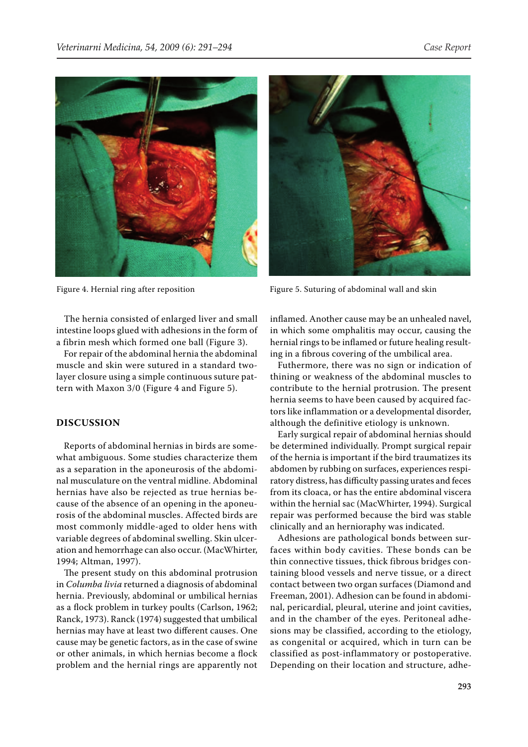Figure 4. Hernial ring after reposition

Figure 5. Suturing of abdominal wall and skin

The hernia consisted of enlarged liver and small intestine loops glued with adhesions in the form of a fibrin mesh which formed one ball (Figure 3).

For repair of the abdominal hernia the abdominal muscle and skin were sutured in a standard two-layer closure using a simple continuous suture pattern with Maxon 3/0 (Figure 4 and Figure 5).

## DISCUSSION

Reports of abdominal hernias in birds are somewhat ambiguous. Some studies characterize them as a separation in the aponeurosis of the abdominal musculature on the ventral midline. Abdominal hernias have also be rejected as true hernias because of the absence of an opening in the aponeurosis of the abdominal muscles. Affected birds are most commonly middle-aged to older hens with variable degrees of abdominal swelling. Skin ulceration and hemorrhage can also occur. (MacWhirter, 1994; Altman, 1997).

The present study on this abdominal protrusion in *Columba livia* returned a diagnosis of abdominal hernia. Previously, abdominal or umbilical hernias as a flock problem in turkey poults (Carlson, 1962; Ranck, 1973). Ranck (1974) suggested that umbilical hernias may have at least two different causes. One cause may be genetic factors, as in the case of swine or other animals, in which hernias become a flock problem and the hernial rings are apparently not inflamed. Another cause may be an unhealed navel, in which some omphalitis may occur, causing the hernial rings to be inflamed or future healing resulting in a fibrous covering of the umbilical area.

Futhermore, there was no sign or indication of thining or weakness of the abdominal muscles to contribute to the hernial protrusion. The present hernia seems to have been caused by acquired factors like inflammation or a developmental disorder, although the definitive etiology is unknown.

Early surgical repair of abdominal hernias should be determined individually. Prompt surgical repair of the hernia is important if the bird traumatizes its abdomen by rubbing on surfaces, experiences respiratory distress, has difficulty passing urates and feces from its cloaca, or has the entire abdominal viscera within the hernial sac (MacWhirter, 1994). Surgical repair was performed because the bird was stable clinically and an hernioraphy was indicated.

Adhesions are pathological bonds between surfaces within body cavities. These bonds can be thin connective tissues, thick fibrous bridges containing blood vessels and nerve tissue, or a direct contact between two organ surfaces (Diamond and Freeman, 2001). Adhesion can be found in abdominal, pericardial, pleural, uterine and joint cavities, and in the chamber of the eyes. Peritoneal adhesions may be classified, according to the etiology, as congenital or acquired, which in turn can be classified as post-inflammatory or postoperative. Depending on their location and structure, adhe-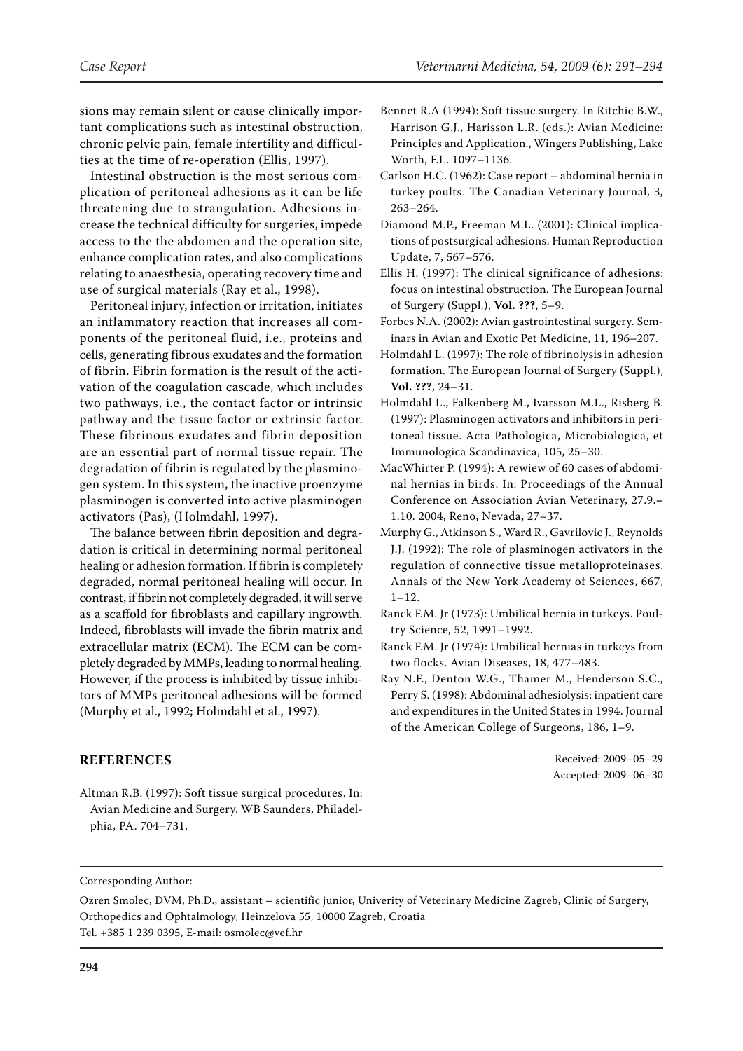sions may remain silent or cause clinically important complications such as intestinal obstruction, chronic pelvic pain, female infertility and difficulties at the time of re-operation (Ellis, 1997).

Intestinal obstruction is the most serious complication of peritoneal adhesions as it can be life threatening due to strangulation. Adhesions increase the technical difficulty for surgeries, impede access to the the abdomen and the operation site, enhance complication rates, and also complications relating to anaesthesia, operating recovery time and use of surgical materials (Ray et al., 1998).

Peritoneal injury, infection or irritation, initiates an inflammatory reaction that increases all components of the peritoneal fluid, i.e., proteins and cells, generating fibrous exudates and the formation of fibrin. Fibrin formation is the result of the activation of the coagulation cascade, which includes two pathways, i.e., the contact factor or intrinsic pathway and the tissue factor or extrinsic factor. These fibrinous exudates and fibrin deposition are an essential part of normal tissue repair. The degradation of fibrin is regulated by the plasminogen system. In this system, the inactive proenzyme plasminogen is converted into active plasminogen activators (Pas), (Holmdahl, 1997).

The balance between fibrin deposition and degradation is critical in determining normal peritoneal healing or adhesion formation. If fibrin is completely degraded, normal peritoneal healing will occur. In contrast, if fibrin not completely degraded, it will serve as a scaffold for fibroblasts and capillary ingrowth. Indeed, fibroblasts will invade the fibrin matrix and extracellular matrix (ECM). The ECM can be completely degraded by MMPs, leading to normal healing. However, if the process is inhibited by tissue inhibitors of MMPs peritoneal adhesions will be formed (Murphy et al., 1992; Holmdahl et al., 1997).

## REFERENCES

Altman R.B. (1997): Soft tissue surgical procedures. In: Avian Medicine and Surgery. WB Saunders, Philadelphia, PA. 704–731.

Bennet R.A (1994): Soft tissue surgery. In Ritchie B.W., Harrison G.J., Harisson L.R. (eds.): Avian Medicine: Principles and Application., Wingers Publishing, Lake Worth, F.L. 1097–1136.

Carlson H.C. (1962): Case report – abdominal hernia in turkey poults. The Canadian Veterinary Journal, 3, 263–264.

Diamond M.P., Freeman M.L. (2001): Clinical implications of postsurgical adhesions. Human Reproduction Update, 7, 567–576.

Ellis H. (1997): The clinical significance of adhesions: focus on intestinal obstruction. The European Journal of Surgery (Suppl.), **Vol. ???**, 5–9.

Forbes N.A. (2002): Avian gastrointestinal surgery. Seminars in Avian and Exotic Pet Medicine, 11, 196–207.

Holmdahl L. (1997): The role of fibrinolysis in adhesion formation. The European Journal of Surgery (Suppl.), **Vol. ???**, 24–31.

Holmdahl L., Falkenberg M., Ivarsson M.L., Risberg B. (1997): Plasminogen activators and inhibitors in peritoneal tissue. Acta Pathologica, Microbiologica, et Immunologica Scandinavica, 105, 25–30.

MacWhirter P. (1994): A rewiew of 60 cases of abdominal hernias in birds. In: Proceedings of the Annual Conference on Association Avian Veterinary, 27.9.– 1.10. 2004, Reno, Nevada**,** 27–37.

Murphy G., Atkinson S., Ward R., Gavrilovic J., Reynolds J.J. (1992): The role of plasminogen activators in the regulation of connective tissue metalloproteinases. Annals of the New York Academy of Sciences, 667, 1–12.

Ranck F.M. Jr (1973): Umbilical hernia in turkeys. Poultry Science, 52, 1991–1992.

Ranck F.M. Jr (1974): Umbilical hernias in turkeys from two flocks. Avian Diseases, 18, 477–483.

Ray N.F., Denton W.G., Thamer M., Henderson S.C., Perry S. (1998): Abdominal adhesiolysis: inpatient care and expenditures in the United States in 1994. Journal of the American College of Surgeons, 186, 1–9.

Received: 2009–05–29
Accepted: 2009–06–30

Corresponding Author:

Ozren Smolec, DVM, Ph.D., assistant – scientific junior, Univerity of Veterinary Medicine Zagreb, Clinic of Surgery, Orthopedics and Ophtalmology, Heinzelova 55, 10000 Zagreb, Croatia
Tel. +385 1 239 0395, E-mail: osmolec@vef.hr